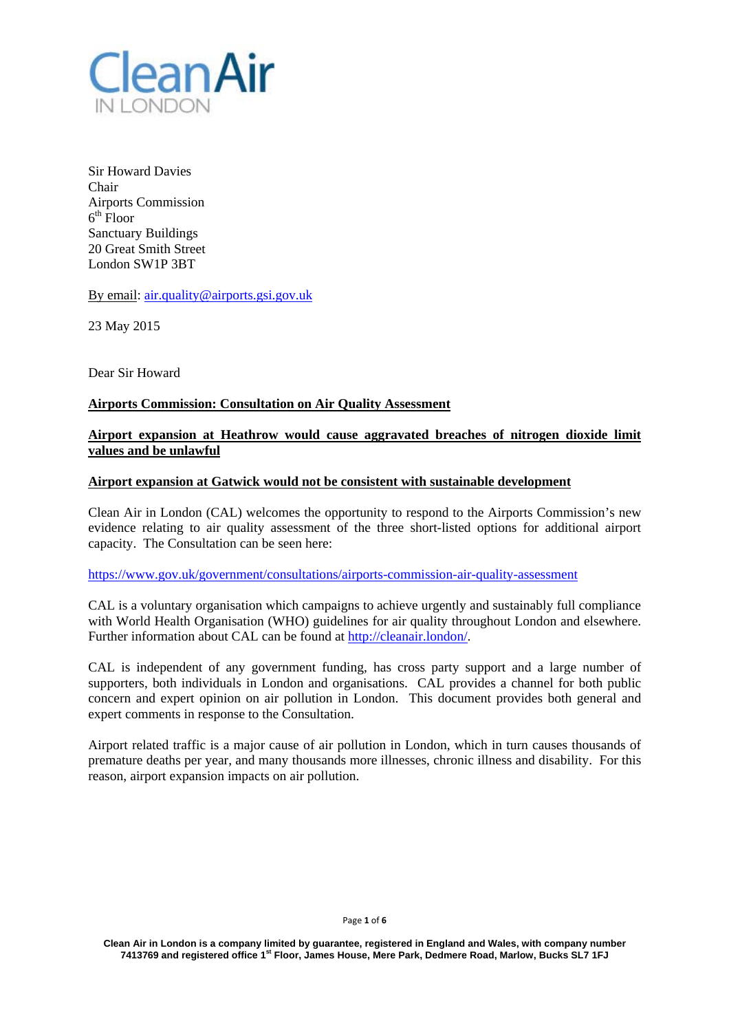Clean Air IN LONDON

Sir Howard Davies
Chair
Airports Commission
6th Floor
Sanctuary Buildings
20 Great Smith Street
London SW1P 3BT

By email: air.quality@airports.gsi.gov.uk

23 May 2015

Dear Sir Howard

**Airports Commission: Consultation on Air Quality Assessment**

**Airport expansion at Heathrow would cause aggravated breaches of nitrogen dioxide limit values and be unlawful**

**Airport expansion at Gatwick would not be consistent with sustainable development**

Clean Air in London (CAL) welcomes the opportunity to respond to the Airports Commission's new evidence relating to air quality assessment of the three short-listed options for additional airport capacity. The Consultation can be seen here:

https://www.gov.uk/government/consultations/airports-commission-air-quality-assessment

CAL is a voluntary organisation which campaigns to achieve urgently and sustainably full compliance with World Health Organisation (WHO) guidelines for air quality throughout London and elsewhere. Further information about CAL can be found at http://cleanair.london/.

CAL is independent of any government funding, has cross party support and a large number of supporters, both individuals in London and organisations. CAL provides a channel for both public concern and expert opinion on air pollution in London. This document provides both general and expert comments in response to the Consultation.

Airport related traffic is a major cause of air pollution in London, which in turn causes thousands of premature deaths per year, and many thousands more illnesses, chronic illness and disability. For this reason, airport expansion impacts on air pollution.

Clean Air in London is a company limited by guarantee, registered in England and Wales, with company number 7413769 and registered office 1st Floor, James House, Mere Park, Dedmere Road, Marlow, Bucks SL7 1FJ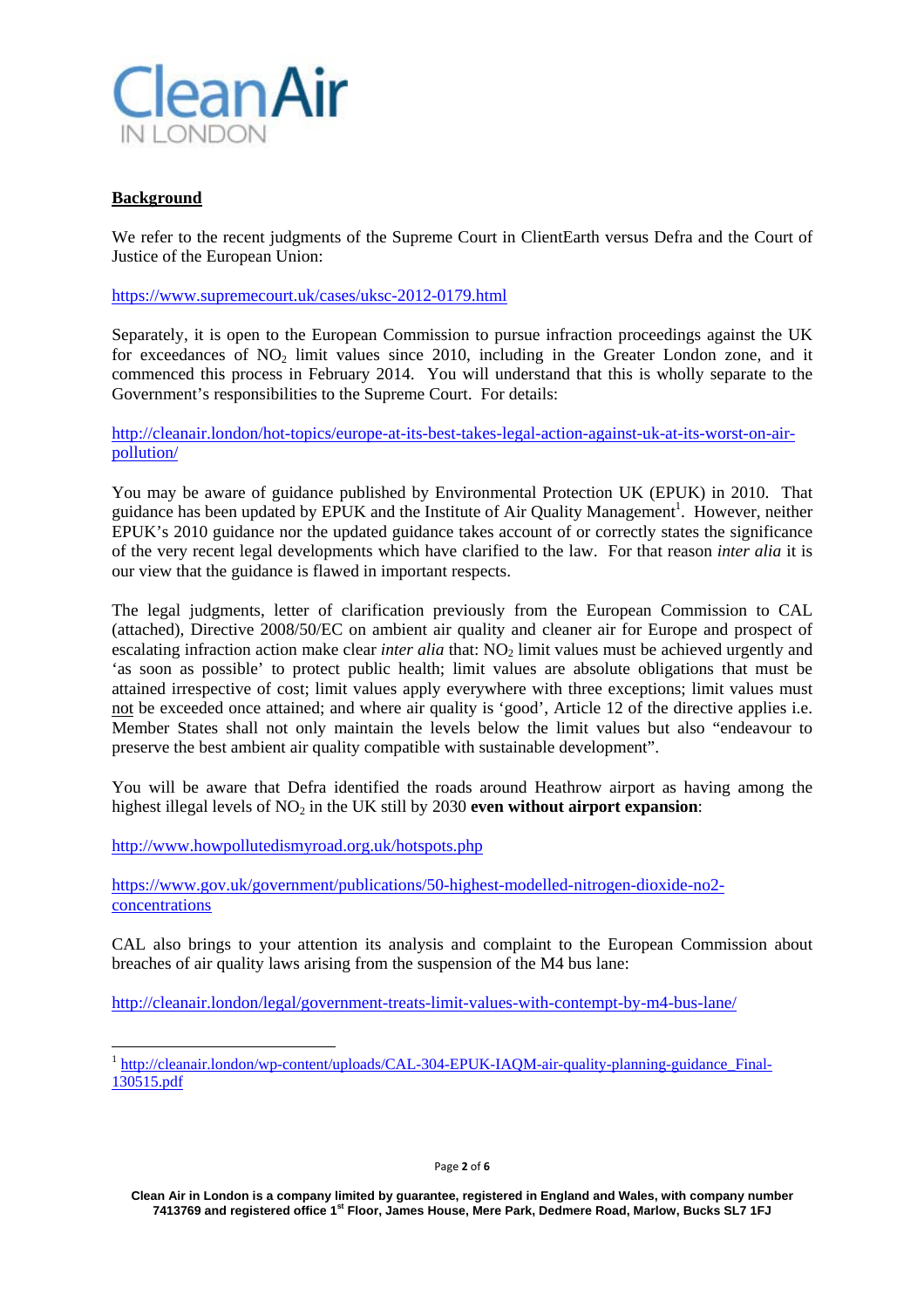**Background**

We refer to the recent judgments of the Supreme Court in ClientEarth versus Defra and the Court of Justice of the European Union:

https://www.supremecourt.uk/cases/uksc-2012-0179.html

Separately, it is open to the European Commission to pursue infraction proceedings against the UK for exceedances of $NO_2$ limit values since 2010, including in the Greater London zone, and it commenced this process in February 2014. You will understand that this is wholly separate to the Government's responsibilities to the Supreme Court. For details:

http://cleanair.london/hot-topics/europe-at-its-best-takes-legal-action-against-uk-at-its-worst-on-air-pollution/

You may be aware of guidance published by Environmental Protection UK (EPUK) in 2010. That guidance has been updated by EPUK and the Institute of Air Quality Management[1]. However, neither EPUK's 2010 guidance nor the updated guidance takes account of or correctly states the significance of the very recent legal developments which have clarified to the law. For that reason *inter alia* it is our view that the guidance is flawed in important respects.

The legal judgments, letter of clarification previously from the European Commission to CAL (attached), Directive 2008/50/EC on ambient air quality and cleaner air for Europe and prospect of escalating infraction action make clear *inter alia* that: $NO_2$ limit values must be achieved urgently and 'as soon as possible' to protect public health; limit values are absolute obligations that must be attained irrespective of cost; limit values apply everywhere with three exceptions; limit values must not be exceeded once attained; and where air quality is 'good', Article 12 of the directive applies i.e. Member States shall not only maintain the levels below the limit values but also "endeavour to preserve the best ambient air quality compatible with sustainable development".

You will be aware that Defra identified the roads around Heathrow airport as having among the highest illegal levels of $NO_2$ in the UK still by 2030 **even without airport expansion**:

http://www.howpollutedismyroad.org.uk/hotspots.php

https://www.gov.uk/government/publications/50-highest-modelled-nitrogen-dioxide-no2-concentrations

CAL also brings to your attention its analysis and complaint to the European Commission about breaches of air quality laws arising from the suspension of the M4 bus lane:

http://cleanair.london/legal/government-treats-limit-values-with-contempt-by-m4-bus-lane/

---

[1] http://cleanair.london/wp-content/uploads/CAL-304-EPUK-IAQM-air-quality-planning-guidance_Final-130515.pdf

Clean Air in London is a company limited by guarantee, registered in England and Wales, with company number 7413769 and registered office 1st Floor, James House, Mere Park, Dedmere Road, Marlow, Bucks SL7 1FJ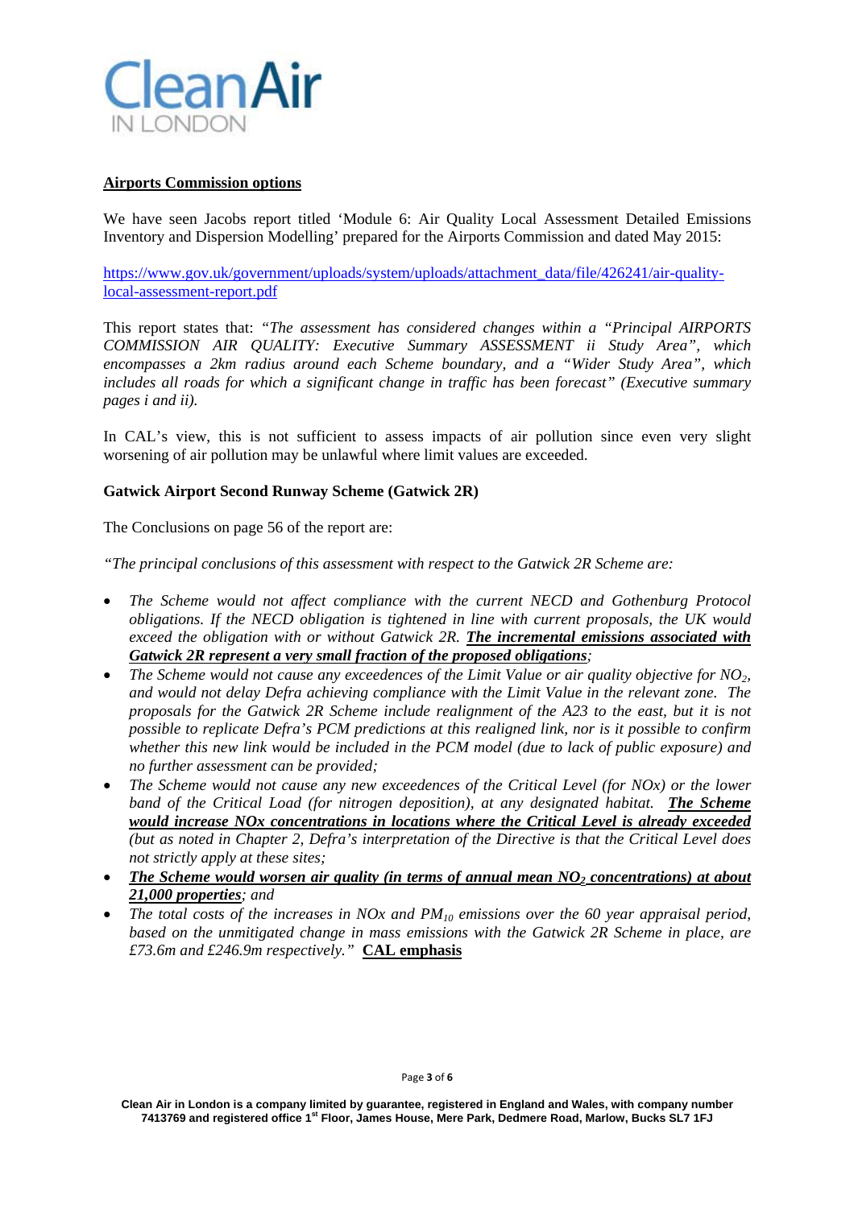**Airports Commission options**

We have seen Jacobs report titled 'Module 6: Air Quality Local Assessment Detailed Emissions Inventory and Dispersion Modelling' prepared for the Airports Commission and dated May 2015:

[https://www.gov.uk/government/uploads/system/uploads/attachment_data/file/426241/air-quality-local-assessment-report.pdf](https://www.gov.uk/government/uploads/system/uploads/attachment_data/file/426241/air-quality-local-assessment-report.pdf)

This report states that: *"The assessment has considered changes within a "Principal AIRPORTS COMMISSION AIR QUALITY: Executive Summary ASSESSMENT ii Study Area", which encompasses a 2km radius around each Scheme boundary, and a "Wider Study Area", which includes all roads for which a significant change in traffic has been forecast" (Executive summary pages i and ii).*

In CAL's view, this is not sufficient to assess impacts of air pollution since even very slight worsening of air pollution may be unlawful where limit values are exceeded.

**Gatwick Airport Second Runway Scheme (Gatwick 2R)**

The Conclusions on page 56 of the report are:

*"The principal conclusions of this assessment with respect to the Gatwick 2R Scheme are:*

- *The Scheme would not affect compliance with the current NECD and Gothenburg Protocol obligations. If the NECD obligation is tightened in line with current proposals, the UK would exceed the obligation with or without Gatwick 2R.* ***The incremental emissions associated with Gatwick 2R represent a very small fraction of the proposed obligations****;*
- *The Scheme would not cause any exceedences of the Limit Value or air quality objective for $NO_2$, and would not delay Defra achieving compliance with the Limit Value in the relevant zone. The proposals for the Gatwick 2R Scheme include realignment of the A23 to the east, but it is not possible to replicate Defra's PCM predictions at this realigned link, nor is it possible to confirm whether this new link would be included in the PCM model (due to lack of public exposure) and no further assessment can be provided;*
- *The Scheme would not cause any new exceedences of the Critical Level (for NOx) or the lower band of the Critical Load (for nitrogen deposition), at any designated habitat.* ***The Scheme would increase NOx concentrations in locations where the Critical Level is already exceeded*** *(but as noted in Chapter 2, Defra's interpretation of the Directive is that the Critical Level does not strictly apply at these sites;*
- ***The Scheme would worsen air quality (in terms of annual mean $NO_2$ concentrations) at about 21,000 properties****; and*
- *The total costs of the increases in NOx and $PM_{10}$ emissions over the 60 year appraisal period, based on the unmitigated change in mass emissions with the Gatwick 2R Scheme in place, are £73.6m and £246.9m respectively."* **CAL emphasis**

Clean Air in London is a company limited by guarantee, registered in England and Wales, with company number 7413769 and registered office 1st Floor, James House, Mere Park, Dedmere Road, Marlow, Bucks SL7 1FJ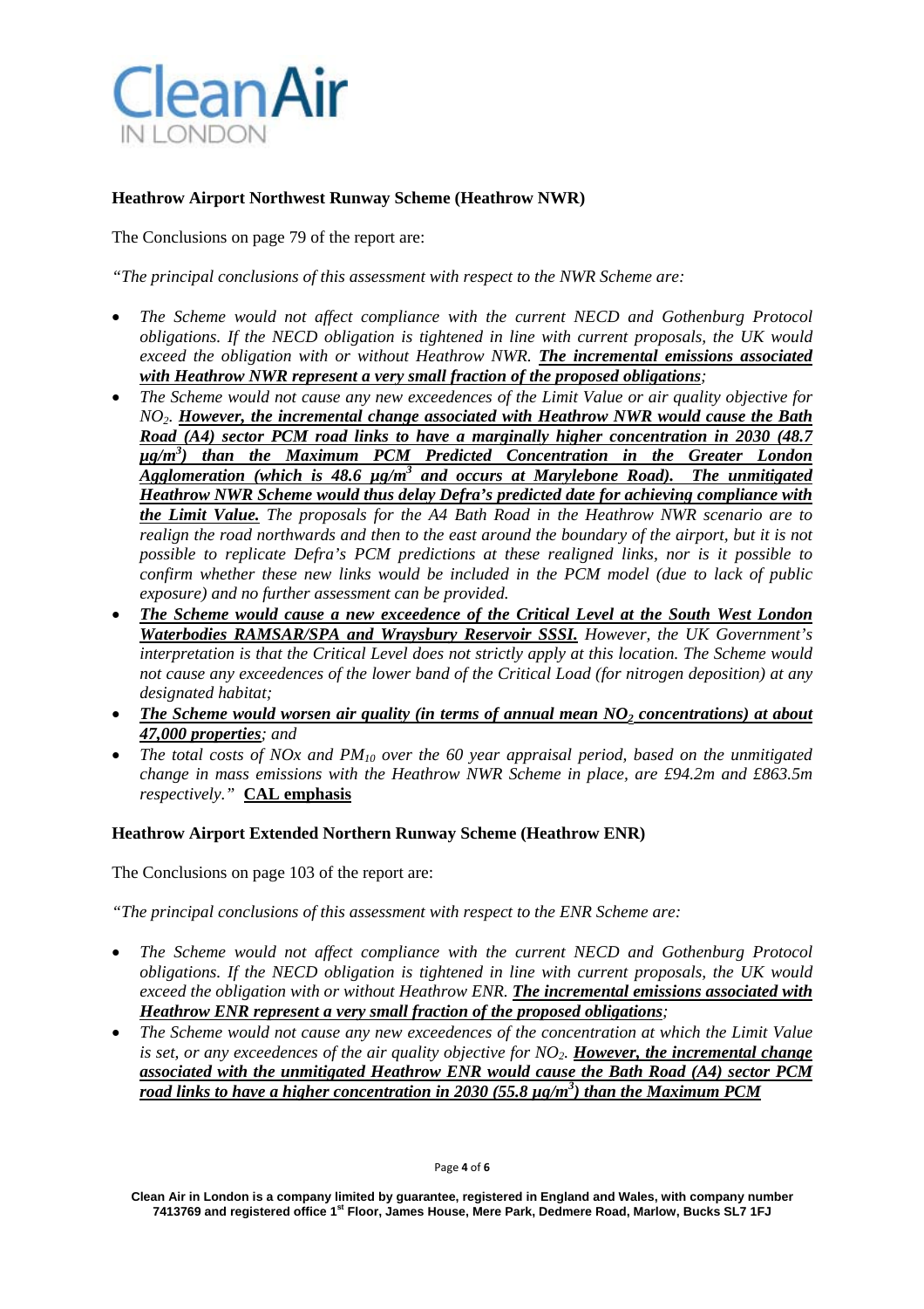**Heathrow Airport Northwest Runway Scheme (Heathrow NWR)**

The Conclusions on page 79 of the report are:

*"The principal conclusions of this assessment with respect to the NWR Scheme are:*

- *The Scheme would not affect compliance with the current NECD and Gothenburg Protocol obligations. If the NECD obligation is tightened in line with current proposals, the UK would exceed the obligation with or without Heathrow NWR.* ***The incremental emissions associated with Heathrow NWR represent a very small fraction of the proposed obligations****;*
- *The Scheme would not cause any new exceedences of the Limit Value or air quality objective for $NO_2$.* ***However, the incremental change associated with Heathrow NWR would cause the Bath Road (A4) sector PCM road links to have a marginally higher concentration in 2030 (48.7 μg/m$^3$) than the Maximum PCM Predicted Concentration in the Greater London Agglomeration (which is 48.6 μg/m$^3$ and occurs at Marylebone Road). The unmitigated Heathrow NWR Scheme would thus delay Defra's predicted date for achieving compliance with the Limit Value.*** *The proposals for the A4 Bath Road in the Heathrow NWR scenario are to realign the road northwards and then to the east around the boundary of the airport, but it is not possible to replicate Defra's PCM predictions at these realigned links, nor is it possible to confirm whether these new links would be included in the PCM model (due to lack of public exposure) and no further assessment can be provided.*
- ***The Scheme would cause a new exceedence of the Critical Level at the South West London Waterbodies RAMSAR/SPA and Wraysbury Reservoir SSSI.*** *However, the UK Government's interpretation is that the Critical Level does not strictly apply at this location. The Scheme would not cause any exceedences of the lower band of the Critical Load (for nitrogen deposition) at any designated habitat;*
- ***The Scheme would worsen air quality (in terms of annual mean $NO_2$ concentrations) at about 47,000 properties****; and*
- *The total costs of NOx and $PM_{10}$ over the 60 year appraisal period, based on the unmitigated change in mass emissions with the Heathrow NWR Scheme in place, are £94.2m and £863.5m respectively."* **CAL emphasis**

**Heathrow Airport Extended Northern Runway Scheme (Heathrow ENR)**

The Conclusions on page 103 of the report are:

*"The principal conclusions of this assessment with respect to the ENR Scheme are:*

- *The Scheme would not affect compliance with the current NECD and Gothenburg Protocol obligations. If the NECD obligation is tightened in line with current proposals, the UK would exceed the obligation with or without Heathrow ENR.* ***The incremental emissions associated with Heathrow ENR represent a very small fraction of the proposed obligations****;*
- *The Scheme would not cause any new exceedences of the concentration at which the Limit Value is set, or any exceedences of the air quality objective for $NO_2$.* ***However, the incremental change associated with the unmitigated Heathrow ENR would cause the Bath Road (A4) sector PCM road links to have a higher concentration in 2030 (55.8 μg/m$^3$) than the Maximum PCM***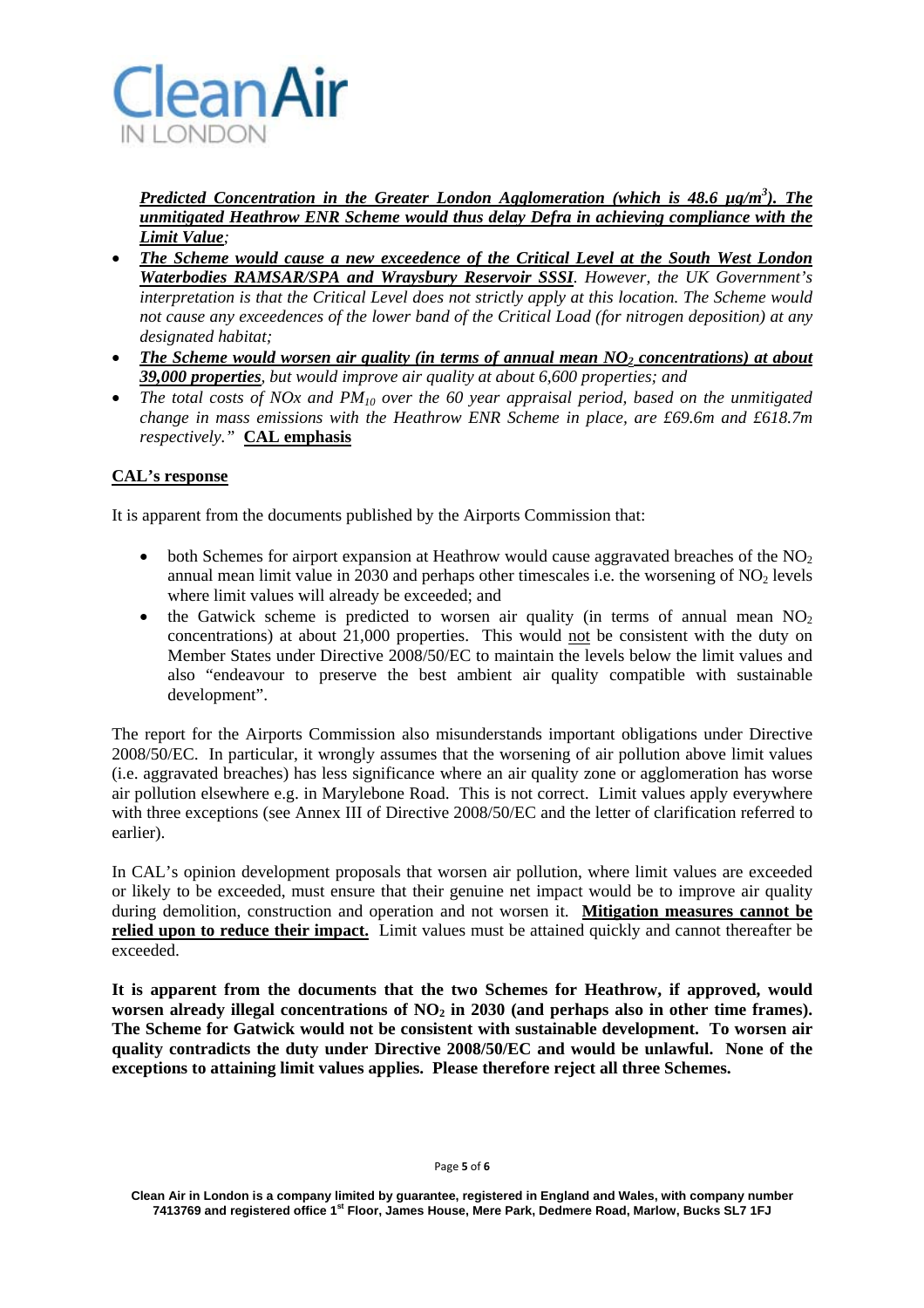***Predicted Concentration in the Greater London Agglomeration (which is 48.6 μg/m³). The unmitigated Heathrow ENR Scheme would thus delay Defra in achieving compliance with the Limit Value****;*

- ***The Scheme would cause a new exceedence of the Critical Level at the South West London Waterbodies RAMSAR/SPA and Wraysbury Reservoir SSSI****. However, the UK Government's interpretation is that the Critical Level does not strictly apply at this location. The Scheme would not cause any exceedences of the lower band of the Critical Load (for nitrogen deposition) at any designated habitat;*
- ***The Scheme would worsen air quality (in terms of annual mean $NO_2$ concentrations) at about 39,000 properties****, but would improve air quality at about 6,600 properties; and*
- *The total costs of NOx and $PM_{10}$ over the 60 year appraisal period, based on the unmitigated change in mass emissions with the Heathrow ENR Scheme in place, are £69.6m and £618.7m respectively."* **CAL emphasis**

**CAL's response**

It is apparent from the documents published by the Airports Commission that:

- both Schemes for airport expansion at Heathrow would cause aggravated breaches of the $NO_2$ annual mean limit value in 2030 and perhaps other timescales i.e. the worsening of $NO_2$ levels where limit values will already be exceeded; and
- the Gatwick scheme is predicted to worsen air quality (in terms of annual mean $NO_2$ concentrations) at about 21,000 properties. This would not be consistent with the duty on Member States under Directive 2008/50/EC to maintain the levels below the limit values and also "endeavour to preserve the best ambient air quality compatible with sustainable development".

The report for the Airports Commission also misunderstands important obligations under Directive 2008/50/EC. In particular, it wrongly assumes that the worsening of air pollution above limit values (i.e. aggravated breaches) has less significance where an air quality zone or agglomeration has worse air pollution elsewhere e.g. in Marylebone Road. This is not correct. Limit values apply everywhere with three exceptions (see Annex III of Directive 2008/50/EC and the letter of clarification referred to earlier).

In CAL's opinion development proposals that worsen air pollution, where limit values are exceeded or likely to be exceeded, must ensure that their genuine net impact would be to improve air quality during demolition, construction and operation and not worsen it. **Mitigation measures cannot be relied upon to reduce their impact.** Limit values must be attained quickly and cannot thereafter be exceeded.

**It is apparent from the documents that the two Schemes for Heathrow, if approved, would worsen already illegal concentrations of $NO_2$ in 2030 (and perhaps also in other time frames). The Scheme for Gatwick would not be consistent with sustainable development. To worsen air quality contradicts the duty under Directive 2008/50/EC and would be unlawful. None of the exceptions to attaining limit values applies. Please therefore reject all three Schemes.**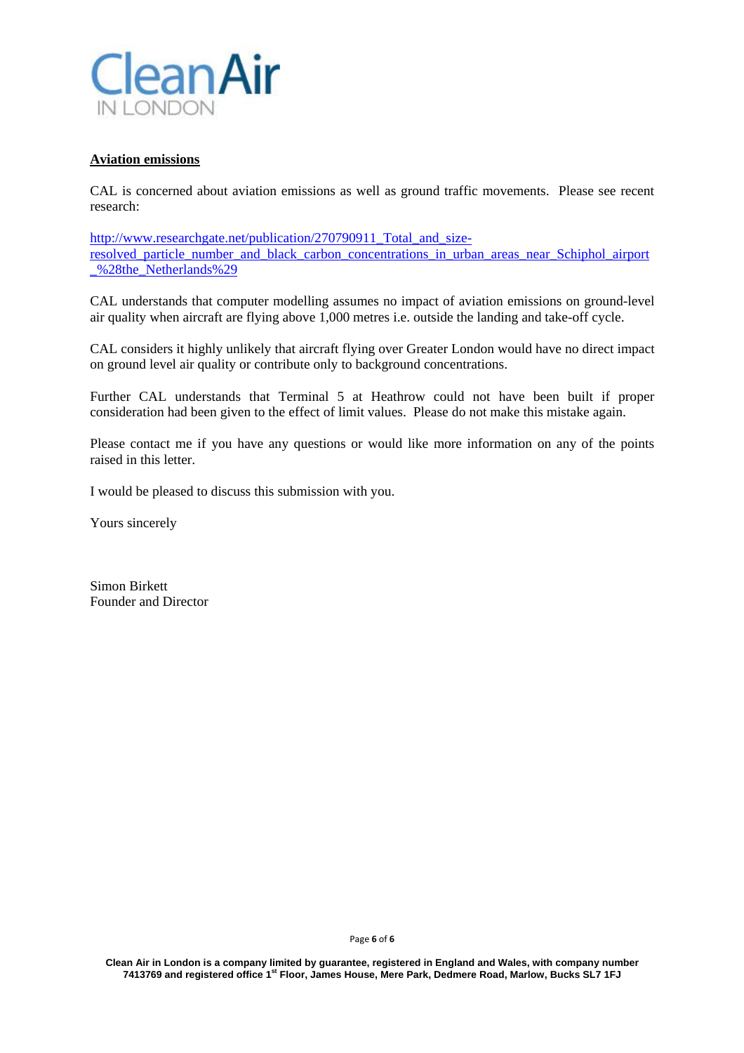CleanAir
IN LONDON

**Aviation emissions**

CAL is concerned about aviation emissions as well as ground traffic movements. Please see recent research:

http://www.researchgate.net/publication/270790911_Total_and_size-resolved_particle_number_and_black_carbon_concentrations_in_urban_areas_near_Schiphol_airport_%28the_Netherlands%29

CAL understands that computer modelling assumes no impact of aviation emissions on ground-level air quality when aircraft are flying above 1,000 metres i.e. outside the landing and take-off cycle.

CAL considers it highly unlikely that aircraft flying over Greater London would have no direct impact on ground level air quality or contribute only to background concentrations.

Further CAL understands that Terminal 5 at Heathrow could not have been built if proper consideration had been given to the effect of limit values. Please do not make this mistake again.

Please contact me if you have any questions or would like more information on any of the points raised in this letter.

I would be pleased to discuss this submission with you.

Yours sincerely

Simon Birkett
Founder and Director

Clean Air in London is a company limited by guarantee, registered in England and Wales, with company number 7413769 and registered office 1st Floor, James House, Mere Park, Dedmere Road, Marlow, Bucks SL7 1FJ